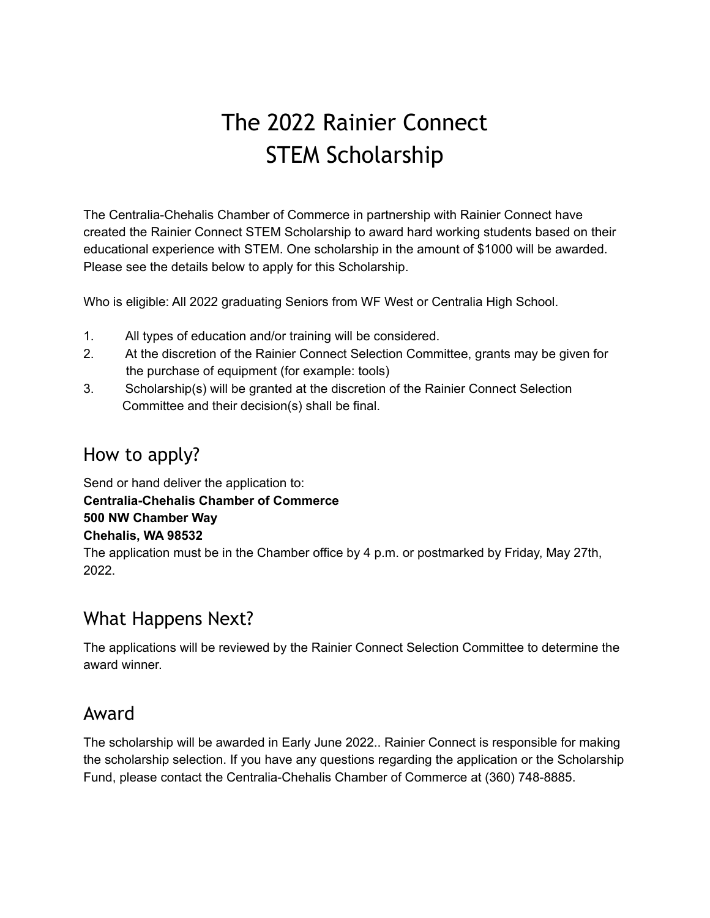# The 2022 Rainier Connect STEM Scholarship

The Centralia-Chehalis Chamber of Commerce in partnership with Rainier Connect have created the Rainier Connect STEM Scholarship to award hard working students based on their educational experience with STEM. One scholarship in the amount of $1000 will be awarded. Please see the details below to apply for this Scholarship.

Who is eligible: All 2022 graduating Seniors from WF West or Centralia High School.

1. All types of education and/or training will be considered.
2. At the discretion of the Rainier Connect Selection Committee, grants may be given for the purchase of equipment (for example: tools)
3. Scholarship(s) will be granted at the discretion of the Rainier Connect Selection Committee and their decision(s) shall be final.

## How to apply?

Send or hand deliver the application to:
**Centralia-Chehalis Chamber of Commerce**
**500 NW Chamber Way**
**Chehalis, WA 98532**
The application must be in the Chamber office by 4 p.m. or postmarked by Friday, May 27th, 2022.

## What Happens Next?

The applications will be reviewed by the Rainier Connect Selection Committee to determine the award winner.

## Award

The scholarship will be awarded in Early June 2022.. Rainier Connect is responsible for making the scholarship selection. If you have any questions regarding the application or the Scholarship Fund, please contact the Centralia-Chehalis Chamber of Commerce at (360) 748-8885.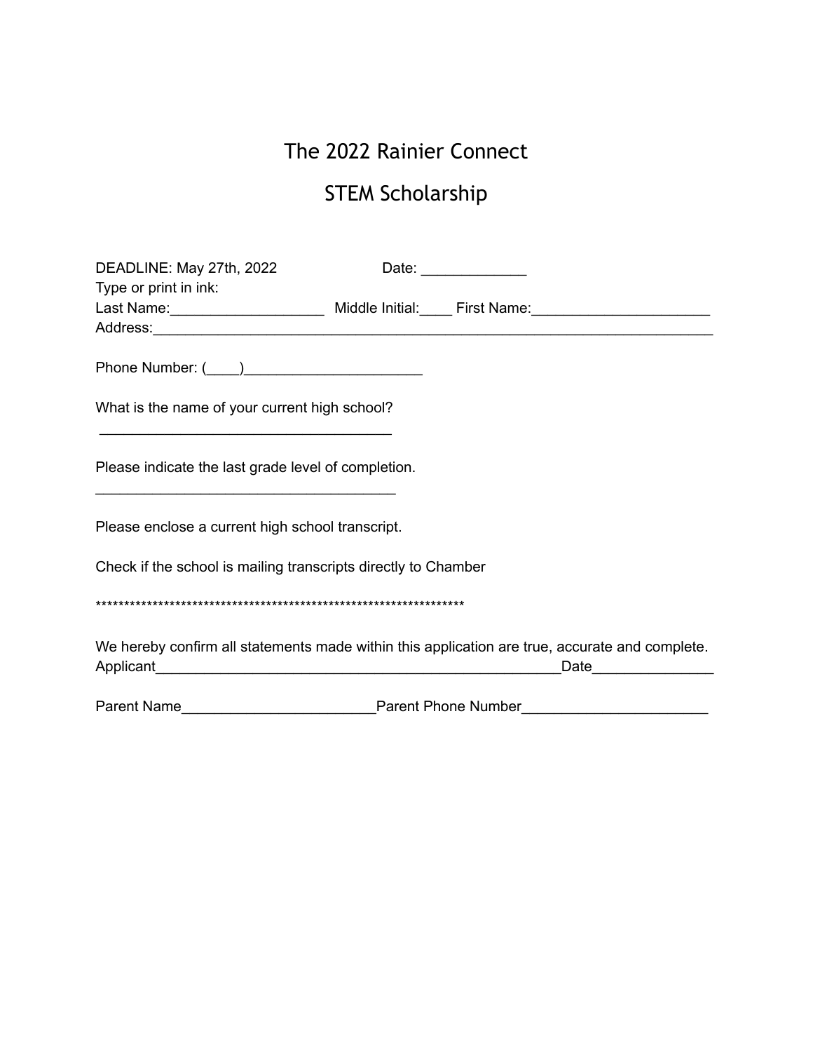# The 2022 Rainier Connect

## STEM Scholarship

DEADLINE: May 27th, 2022 Date: _____________

Type or print in ink:

Last Name:___________________ Middle Initial:____ First Name:______________________

Address:_________________________________________________________________________

Phone Number: (____)______________________

What is the name of your current high school?

_____________________________________

Please indicate the last grade level of completion.

_____________________________________

Please enclose a current high school transcript.

Check if the school is mailing transcripts directly to Chamber

*******************************************************************

We hereby confirm all statements made within this application are true, accurate and complete.

Applicant____________________________________________________Date_______________

Parent Name________________________Parent Phone Number_______________________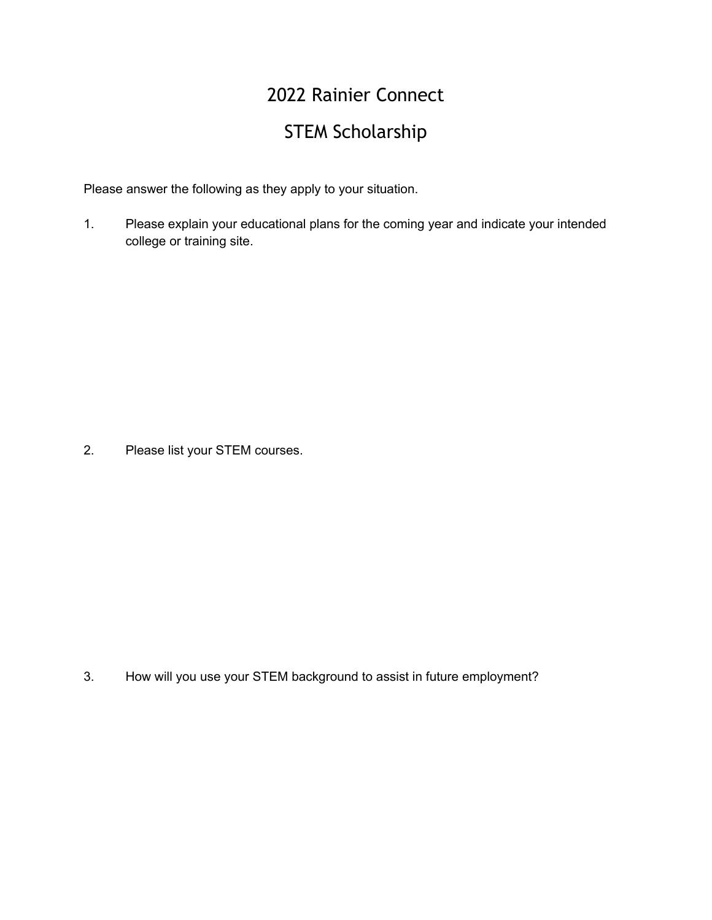# 2022 Rainier Connect

# STEM Scholarship

Please answer the following as they apply to your situation.

1. Please explain your educational plans for the coming year and indicate your intended college or training site.

2. Please list your STEM courses.

3. How will you use your STEM background to assist in future employment?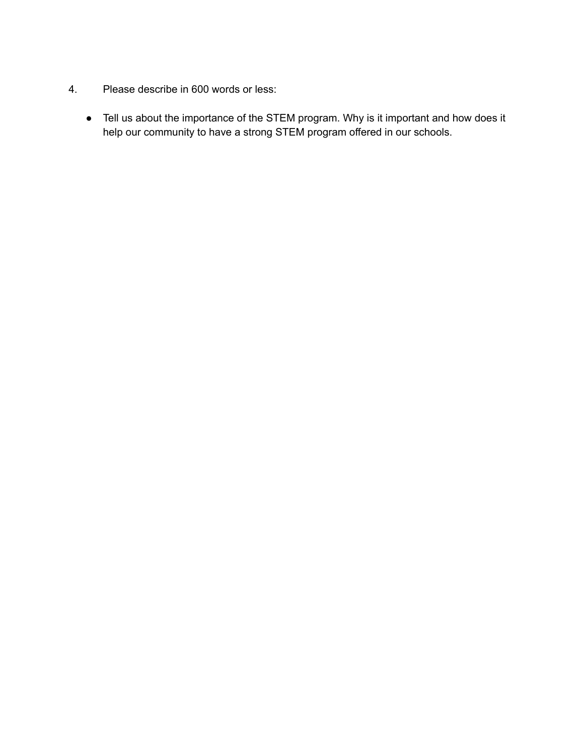4. Please describe in 600 words or less:

   - Tell us about the importance of the STEM program. Why is it important and how does it help our community to have a strong STEM program offered in our schools.